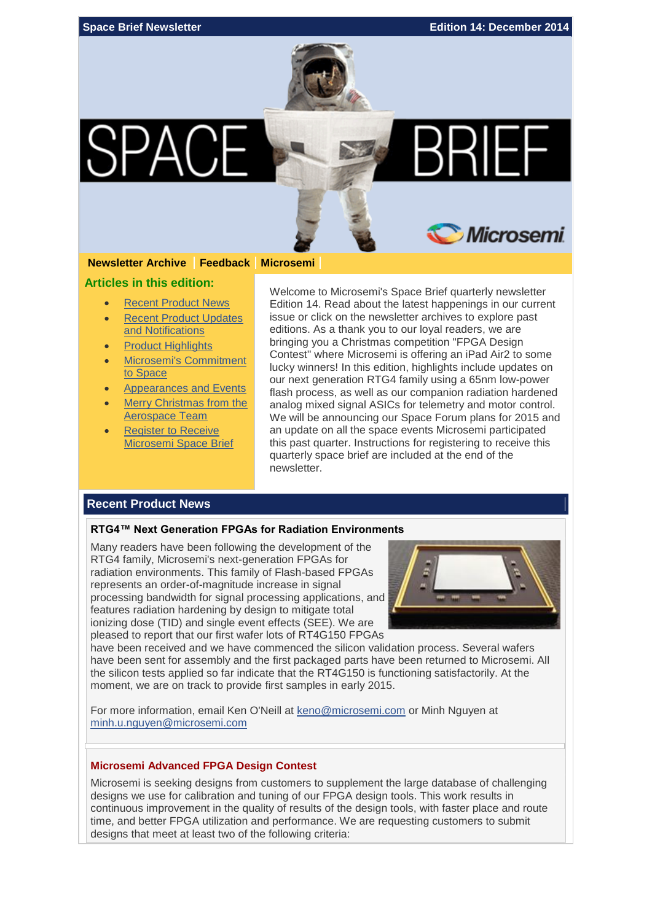**Space Brief Newsletter** **Edition 14: December 2014**

# SPACE BRIEF

Microsemi

**Newsletter Archive** | **Feedback** | **Microsemi**

### Articles in this edition:

- Recent Product News
- Recent Product Updates and Notifications
- Product Highlights
- Microsemi's Commitment to Space
- Appearances and Events
- Merry Christmas from the Aerospace Team
- Register to Receive Microsemi Space Brief

Welcome to Microsemi's Space Brief quarterly newsletter Edition 14. Read about the latest happenings in our current issue or click on the newsletter archives to explore past editions. As a thank you to our loyal readers, we are bringing you a Christmas competition "FPGA Design Contest" where Microsemi is offering an iPad Air2 to some lucky winners! In this edition, highlights include updates on our next generation RTG4 family using a 65nm low-power flash process, as well as our companion radiation hardened analog mixed signal ASICs for telemetry and motor control. We will be announcing our Space Forum plans for 2015 and an update on all the space events Microsemi participated this past quarter. Instructions for registering to receive this quarterly space brief are included at the end of the newsletter.

## Recent Product News

### RTG4™ Next Generation FPGAs for Radiation Environments

Many readers have been following the development of the RTG4 family, Microsemi's next-generation FPGAs for radiation environments. This family of Flash-based FPGAs represents an order-of-magnitude increase in signal processing bandwidth for signal processing applications, and features radiation hardening by design to mitigate total ionizing dose (TID) and single event effects (SEE). We are pleased to report that our first wafer lots of RT4G150 FPGAs have been received and we have commenced the silicon validation process. Several wafers have been sent for assembly and the first packaged parts have been returned to Microsemi. All the silicon tests applied so far indicate that the RT4G150 is functioning satisfactorily. At the moment, we are on track to provide first samples in early 2015.

For more information, email Ken O'Neill at keno@microsemi.com or Minh Nguyen at minh.u.nguyen@microsemi.com

### Microsemi Advanced FPGA Design Contest

Microsemi is seeking designs from customers to supplement the large database of challenging designs we use for calibration and tuning of our FPGA design tools. This work results in continuous improvement in the quality of results of the design tools, with faster place and route time, and better FPGA utilization and performance. We are requesting customers to submit designs that meet at least two of the following criteria: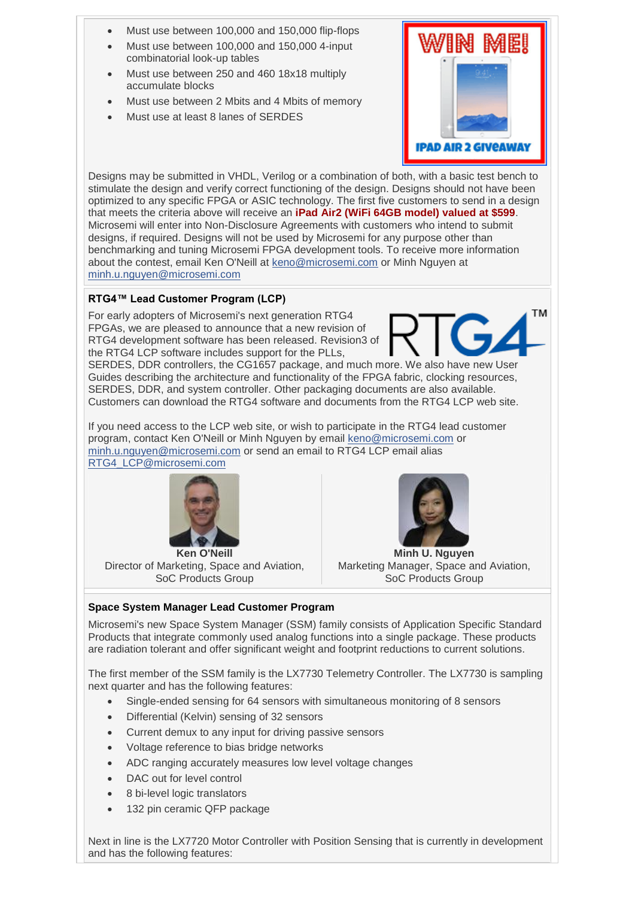- Must use between 100,000 and 150,000 flip-flops
- Must use between 100,000 and 150,000 4-input combinatorial look-up tables
- Must use between 250 and 460 18x18 multiply accumulate blocks
- Must use between 2 Mbits and 4 Mbits of memory
- Must use at least 8 lanes of SERDES

WIN ME!

IPAD AIR 2 GIVEAWAY

Designs may be submitted in VHDL, Verilog or a combination of both, with a basic test bench to stimulate the design and verify correct functioning of the design. Designs should not have been optimized to any specific FPGA or ASIC technology. The first five customers to send in a design that meets the criteria above will receive an **iPad Air2 (WiFi 64GB model) valued at $599**. Microsemi will enter into Non-Disclosure Agreements with customers who intend to submit designs, if required. Designs will not be used by Microsemi for any purpose other than benchmarking and tuning Microsemi FPGA development tools. To receive more information about the contest, email Ken O'Neill at keno@microsemi.com or Minh Nguyen at minh.u.nguyen@microsemi.com

### RTG4™ Lead Customer Program (LCP)

RTG4™

For early adopters of Microsemi's next generation RTG4 FPGAs, we are pleased to announce that a new revision of RTG4 development software has been released. Revision3 of the RTG4 LCP software includes support for the PLLs, SERDES, DDR controllers, the CG1657 package, and much more. We also have new User Guides describing the architecture and functionality of the FPGA fabric, clocking resources, SERDES, DDR, and system controller. Other packaging documents are also available. Customers can download the RTG4 software and documents from the RTG4 LCP web site.

If you need access to the LCP web site, or wish to participate in the RTG4 lead customer program, contact Ken O'Neill or Minh Nguyen by email keno@microsemi.com or minh.u.nguyen@microsemi.com or send an email to RTG4 LCP email alias RTG4_LCP@microsemi.com

**Ken O'Neill**
Director of Marketing, Space and Aviation, SoC Products Group

**Minh U. Nguyen**
Marketing Manager, Space and Aviation, SoC Products Group

### Space System Manager Lead Customer Program

Microsemi's new Space System Manager (SSM) family consists of Application Specific Standard Products that integrate commonly used analog functions into a single package. These products are radiation tolerant and offer significant weight and footprint reductions to current solutions.

The first member of the SSM family is the LX7730 Telemetry Controller. The LX7730 is sampling next quarter and has the following features:

- Single-ended sensing for 64 sensors with simultaneous monitoring of 8 sensors
- Differential (Kelvin) sensing of 32 sensors
- Current demux to any input for driving passive sensors
- Voltage reference to bias bridge networks
- ADC ranging accurately measures low level voltage changes
- DAC out for level control
- 8 bi-level logic translators
- 132 pin ceramic QFP package

Next in line is the LX7720 Motor Controller with Position Sensing that is currently in development and has the following features: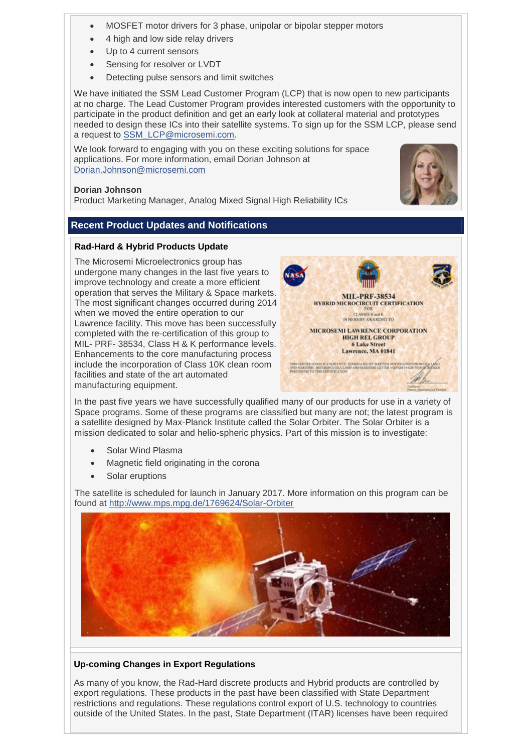- MOSFET motor drivers for 3 phase, unipolar or bipolar stepper motors
- 4 high and low side relay drivers
- Up to 4 current sensors
- Sensing for resolver or LVDT
- Detecting pulse sensors and limit switches

We have initiated the SSM Lead Customer Program (LCP) that is now open to new participants at no charge. The Lead Customer Program provides interested customers with the opportunity to participate in the product definition and get an early look at collateral material and prototypes needed to design these ICs into their satellite systems. To sign up for the SSM LCP, please send a request to SSM_LCP@microsemi.com.

We look forward to engaging with you on these exciting solutions for space applications. For more information, email Dorian Johnson at Dorian.Johnson@microsemi.com

**Dorian Johnson**
Product Marketing Manager, Analog Mixed Signal High Reliability ICs

## Recent Product Updates and Notifications

### Rad-Hard & Hybrid Products Update

The Microsemi Microelectronics group has undergone many changes in the last five years to improve technology and create a more efficient operation that serves the Military & Space markets. The most significant changes occurred during 2014 when we moved the entire operation to our Lawrence facility. This move has been successfully completed with the re-certification of this group to MIL- PRF- 38534, Class H & K performance levels. Enhancements to the core manufacturing process include the incorporation of Class 10K clean room facilities and state of the art automated manufacturing equipment.

In the past five years we have successfully qualified many of our products for use in a variety of Space programs. Some of these programs are classified but many are not; the latest program is a satellite designed by Max-Planck Institute called the Solar Orbiter. The Solar Orbiter is a mission dedicated to solar and helio-spheric physics. Part of this mission is to investigate:

- Solar Wind Plasma
- Magnetic field originating in the corona
- Solar eruptions

The satellite is scheduled for launch in January 2017. More information on this program can be found at http://www.mps.mpg.de/1769624/Solar-Orbiter

### Up-coming Changes in Export Regulations

As many of you know, the Rad-Hard discrete products and Hybrid products are controlled by export regulations. These products in the past have been classified with State Department restrictions and regulations. These regulations control export of U.S. technology to countries outside of the United States. In the past, State Department (ITAR) licenses have been required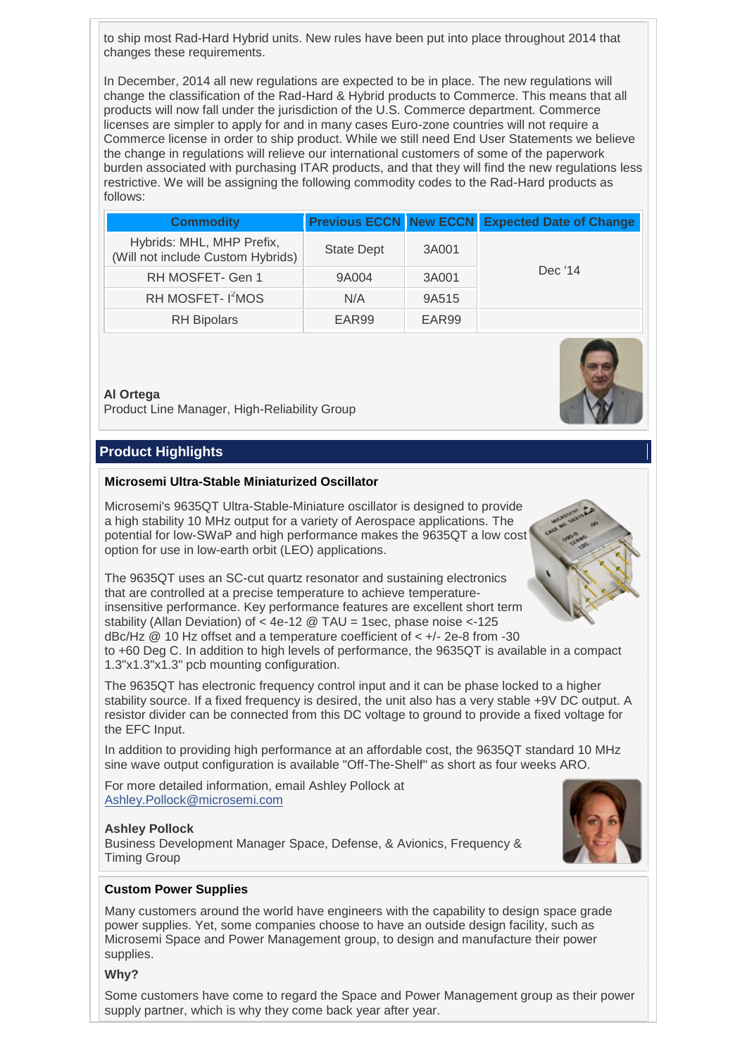to ship most Rad-Hard Hybrid units. New rules have been put into place throughout 2014 that changes these requirements.

In December, 2014 all new regulations are expected to be in place. The new regulations will change the classification of the Rad-Hard & Hybrid products to Commerce. This means that all products will now fall under the jurisdiction of the U.S. Commerce department. Commerce licenses are simpler to apply for and in many cases Euro-zone countries will not require a Commerce license in order to ship product. While we still need End User Statements we believe the change in regulations will relieve our international customers of some of the paperwork burden associated with purchasing ITAR products, and that they will find the new regulations less restrictive. We will be assigning the following commodity codes to the Rad-Hard products as follows:

| Commodity | Previous ECCN | New ECCN | Expected Date of Change |
|---|---|---|---|
| Hybrids: MHL, MHP Prefix, (Will not include Custom Hybrids) | State Dept | 3A001 | Dec '14 |
| RH MOSFET- Gen 1 | 9A004 | 3A001 | |
| RH MOSFET- $I^2$MOS | N/A | 9A515 | |
| RH Bipolars | EAR99 | EAR99 | |

**Al Ortega**
Product Line Manager, High-Reliability Group

## Product Highlights

### Microsemi Ultra-Stable Miniaturized Oscillator

Microsemi's 9635QT Ultra-Stable-Miniature oscillator is designed to provide a high stability 10 MHz output for a variety of Aerospace applications. The potential for low-SWaP and high performance makes the 9635QT a low cost option for use in low-earth orbit (LEO) applications.

The 9635QT uses an SC-cut quartz resonator and sustaining electronics that are controlled at a precise temperature to achieve temperature-insensitive performance. Key performance features are excellent short term stability (Allan Deviation) of < 4e-12 @ TAU = 1sec, phase noise <-125 dBc/Hz @ 10 Hz offset and a temperature coefficient of < +/- 2e-8 from -30 to +60 Deg C. In addition to high levels of performance, the 9635QT is available in a compact 1.3"x1.3"x1.3" pcb mounting configuration.

The 9635QT has electronic frequency control input and it can be phase locked to a higher stability source. If a fixed frequency is desired, the unit also has a very stable +9V DC output. A resistor divider can be connected from this DC voltage to ground to provide a fixed voltage for the EFC Input.

In addition to providing high performance at an affordable cost, the 9635QT standard 10 MHz sine wave output configuration is available "Off-The-Shelf" as short as four weeks ARO.

For more detailed information, email Ashley Pollock at Ashley.Pollock@microsemi.com

**Ashley Pollock**
Business Development Manager Space, Defense, & Avionics, Frequency & Timing Group

### Custom Power Supplies

Many customers around the world have engineers with the capability to design space grade power supplies. Yet, some companies choose to have an outside design facility, such as Microsemi Space and Power Management group, to design and manufacture their power supplies.

**Why?**

Some customers have come to regard the Space and Power Management group as their power supply partner, which is why they come back year after year.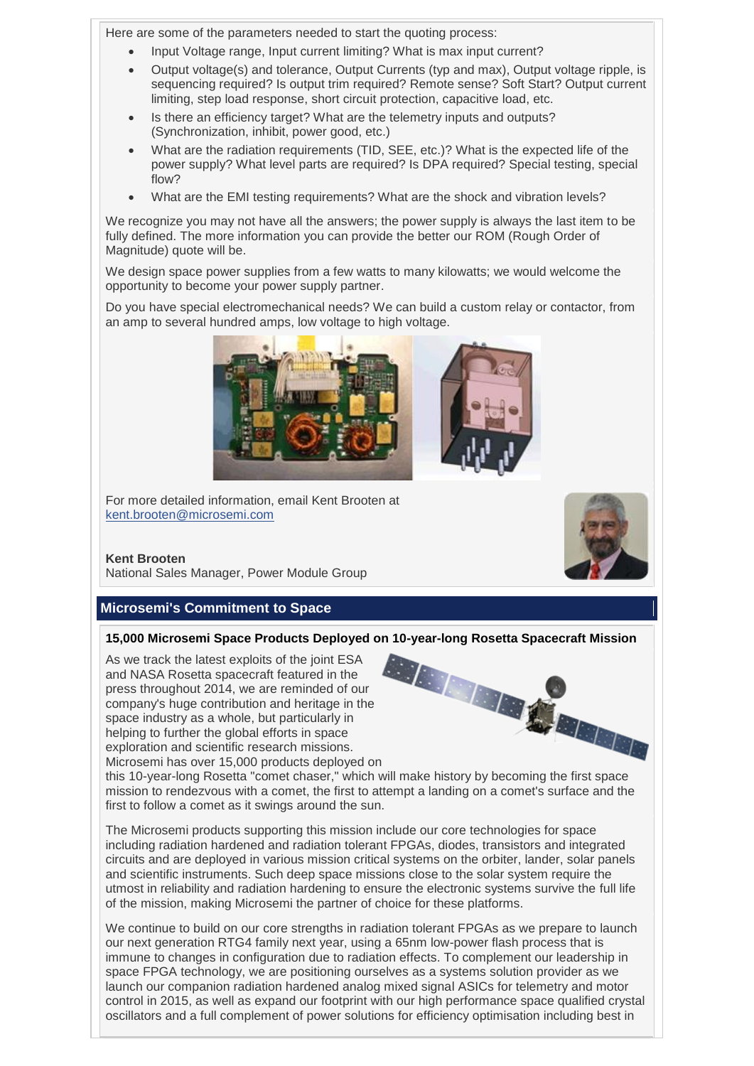Here are some of the parameters needed to start the quoting process:

- Input Voltage range, Input current limiting? What is max input current?
- Output voltage(s) and tolerance, Output Currents (typ and max), Output voltage ripple, is sequencing required? Is output trim required? Remote sense? Soft Start? Output current limiting, step load response, short circuit protection, capacitive load, etc.
- Is there an efficiency target? What are the telemetry inputs and outputs? (Synchronization, inhibit, power good, etc.)
- What are the radiation requirements (TID, SEE, etc.)? What is the expected life of the power supply? What level parts are required? Is DPA required? Special testing, special flow?
- What are the EMI testing requirements? What are the shock and vibration levels?

We recognize you may not have all the answers; the power supply is always the last item to be fully defined. The more information you can provide the better our ROM (Rough Order of Magnitude) quote will be.

We design space power supplies from a few watts to many kilowatts; we would welcome the opportunity to become your power supply partner.

Do you have special electromechanical needs? We can build a custom relay or contactor, from an amp to several hundred amps, low voltage to high voltage.

For more detailed information, email Kent Brooten at kent.brooten@microsemi.com

**Kent Brooten**
National Sales Manager, Power Module Group

## Microsemi's Commitment to Space

### 15,000 Microsemi Space Products Deployed on 10-year-long Rosetta Spacecraft Mission

As we track the latest exploits of the joint ESA and NASA Rosetta spacecraft featured in the press throughout 2014, we are reminded of our company's huge contribution and heritage in the space industry as a whole, but particularly in helping to further the global efforts in space exploration and scientific research missions. Microsemi has over 15,000 products deployed on this 10-year-long Rosetta "comet chaser," which will make history by becoming the first space mission to rendezvous with a comet, the first to attempt a landing on a comet's surface and the first to follow a comet as it swings around the sun.

The Microsemi products supporting this mission include our core technologies for space including radiation hardened and radiation tolerant FPGAs, diodes, transistors and integrated circuits and are deployed in various mission critical systems on the orbiter, lander, solar panels and scientific instruments. Such deep space missions close to the solar system require the utmost in reliability and radiation hardening to ensure the electronic systems survive the full life of the mission, making Microsemi the partner of choice for these platforms.

We continue to build on our core strengths in radiation tolerant FPGAs as we prepare to launch our next generation RTG4 family next year, using a 65nm low-power flash process that is immune to changes in configuration due to radiation effects. To complement our leadership in space FPGA technology, we are positioning ourselves as a systems solution provider as we launch our companion radiation hardened analog mixed signal ASICs for telemetry and motor control in 2015, as well as expand our footprint with our high performance space qualified crystal oscillators and a full complement of power solutions for efficiency optimisation including best in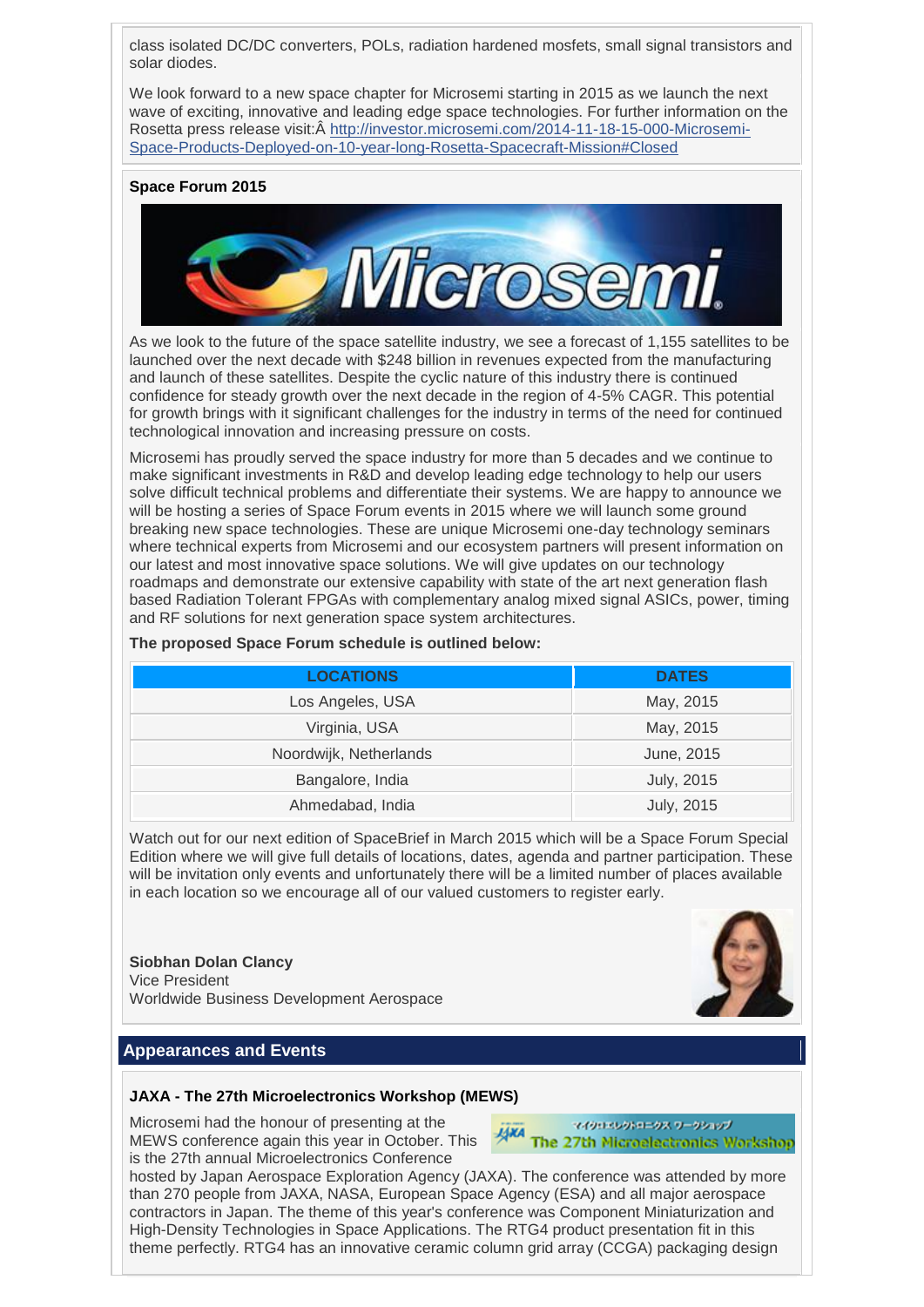class isolated DC/DC converters, POLs, radiation hardened mosfets, small signal transistors and solar diodes.

We look forward to a new space chapter for Microsemi starting in 2015 as we launch the next wave of exciting, innovative and leading edge space technologies. For further information on the Rosetta press release visit:Â http://investor.microsemi.com/2014-11-18-15-000-Microsemi-Space-Products-Deployed-on-10-year-long-Rosetta-Spacecraft-Mission#Closed

**Space Forum 2015**

As we look to the future of the space satellite industry, we see a forecast of 1,155 satellites to be launched over the next decade with $248 billion in revenues expected from the manufacturing and launch of these satellites. Despite the cyclic nature of this industry there is continued confidence for steady growth over the next decade in the region of 4-5% CAGR. This potential for growth brings with it significant challenges for the industry in terms of the need for continued technological innovation and increasing pressure on costs.

Microsemi has proudly served the space industry for more than 5 decades and we continue to make significant investments in R&D and develop leading edge technology to help our users solve difficult technical problems and differentiate their systems. We are happy to announce we will be hosting a series of Space Forum events in 2015 where we will launch some ground breaking new space technologies. These are unique Microsemi one-day technology seminars where technical experts from Microsemi and our ecosystem partners will present information on our latest and most innovative space solutions. We will give updates on our technology roadmaps and demonstrate our extensive capability with state of the art next generation flash based Radiation Tolerant FPGAs with complementary analog mixed signal ASICs, power, timing and RF solutions for next generation space system architectures.

**The proposed Space Forum schedule is outlined below:**

| LOCATIONS | DATES |
|---|---|
| Los Angeles, USA | May, 2015 |
| Virginia, USA | May, 2015 |
| Noordwijk, Netherlands | June, 2015 |
| Bangalore, India | July, 2015 |
| Ahmedabad, India | July, 2015 |

Watch out for our next edition of SpaceBrief in March 2015 which will be a Space Forum Special Edition where we will give full details of locations, dates, agenda and partner participation. These will be invitation only events and unfortunately there will be a limited number of places available in each location so we encourage all of our valued customers to register early.

**Siobhan Dolan Clancy**
Vice President
Worldwide Business Development Aerospace

## Appearances and Events

**JAXA - The 27th Microelectronics Workshop (MEWS)**

Microsemi had the honour of presenting at the MEWS conference again this year in October. This is the 27th annual Microelectronics Conference hosted by Japan Aerospace Exploration Agency (JAXA). The conference was attended by more than 270 people from JAXA, NASA, European Space Agency (ESA) and all major aerospace contractors in Japan. The theme of this year's conference was Component Miniaturization and High-Density Technologies in Space Applications. The RTG4 product presentation fit in this theme perfectly. RTG4 has an innovative ceramic column grid array (CCGA) packaging design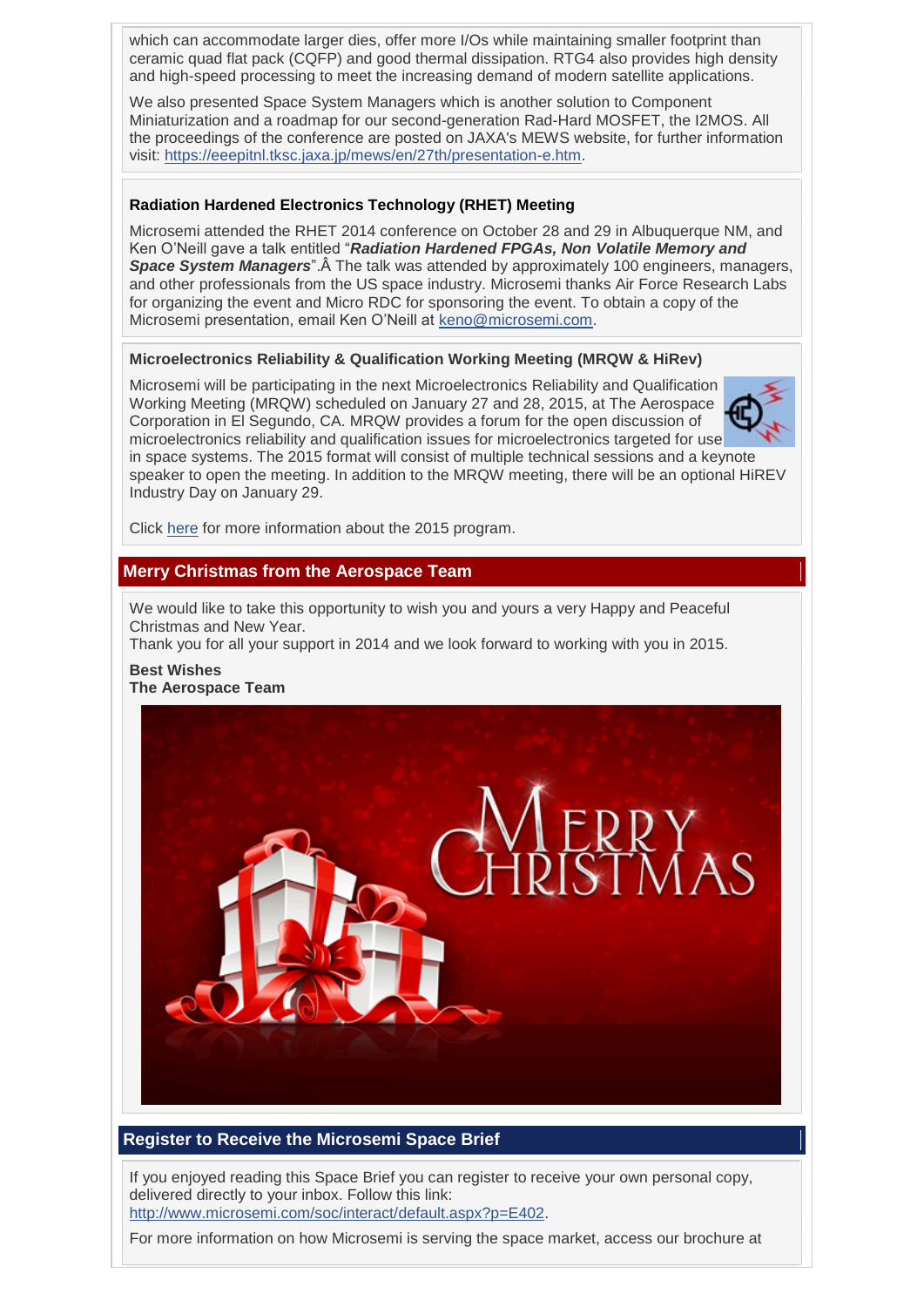which can accommodate larger dies, offer more I/Os while maintaining smaller footprint than ceramic quad flat pack (CQFP) and good thermal dissipation. RTG4 also provides high density and high-speed processing to meet the increasing demand of modern satellite applications.

We also presented Space System Managers which is another solution to Component Miniaturization and a roadmap for our second-generation Rad-Hard MOSFET, the I2MOS. All the proceedings of the conference are posted on JAXA's MEWS website, for further information visit: https://eeepitnl.tksc.jaxa.jp/mews/en/27th/presentation-e.htm.

### Radiation Hardened Electronics Technology (RHET) Meeting

Microsemi attended the RHET 2014 conference on October 28 and 29 in Albuquerque NM, and Ken O'Neill gave a talk entitled "***Radiation Hardened FPGAs, Non Volatile Memory and Space System Managers***".Â The talk was attended by approximately 100 engineers, managers, and other professionals from the US space industry. Microsemi thanks Air Force Research Labs for organizing the event and Micro RDC for sponsoring the event. To obtain a copy of the Microsemi presentation, email Ken O'Neill at keno@microsemi.com.

### Microelectronics Reliability & Qualification Working Meeting (MRQW & HiRev)

Microsemi will be participating in the next Microelectronics Reliability and Qualification Working Meeting (MRQW) scheduled on January 27 and 28, 2015, at The Aerospace Corporation in El Segundo, CA. MRQW provides a forum for the open discussion of microelectronics reliability and qualification issues for microelectronics targeted for use in space systems. The 2015 format will consist of multiple technical sessions and a keynote speaker to open the meeting. In addition to the MRQW meeting, there will be an optional HiREV Industry Day on January 29.

Click here for more information about the 2015 program.

## Merry Christmas from the Aerospace Team

We would like to take this opportunity to wish you and yours a very Happy and Peaceful Christmas and New Year.
Thank you for all your support in 2014 and we look forward to working with you in 2015.

**Best Wishes**
**The Aerospace Team**

## Register to Receive the Microsemi Space Brief

If you enjoyed reading this Space Brief you can register to receive your own personal copy, delivered directly to your inbox. Follow this link:
http://www.microsemi.com/soc/interact/default.aspx?p=E402.

For more information on how Microsemi is serving the space market, access our brochure at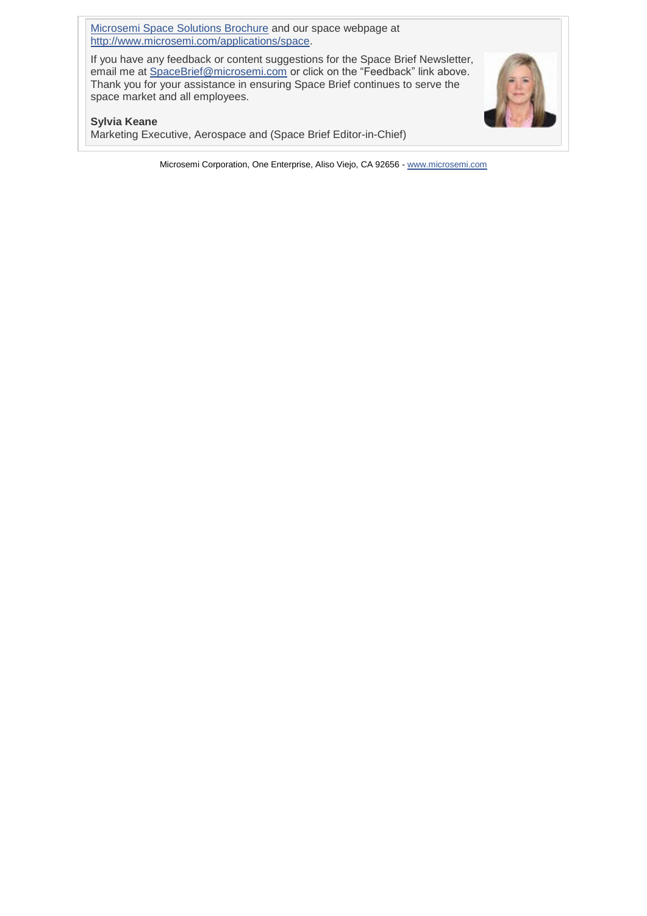Microsemi Space Solutions Brochure and our space webpage at http://www.microsemi.com/applications/space.

If you have any feedback or content suggestions for the Space Brief Newsletter, email me at SpaceBrief@microsemi.com or click on the "Feedback" link above. Thank you for your assistance in ensuring Space Brief continues to serve the space market and all employees.

**Sylvia Keane**
Marketing Executive, Aerospace and (Space Brief Editor-in-Chief)

Microsemi Corporation, One Enterprise, Aliso Viejo, CA 92656 - www.microsemi.com